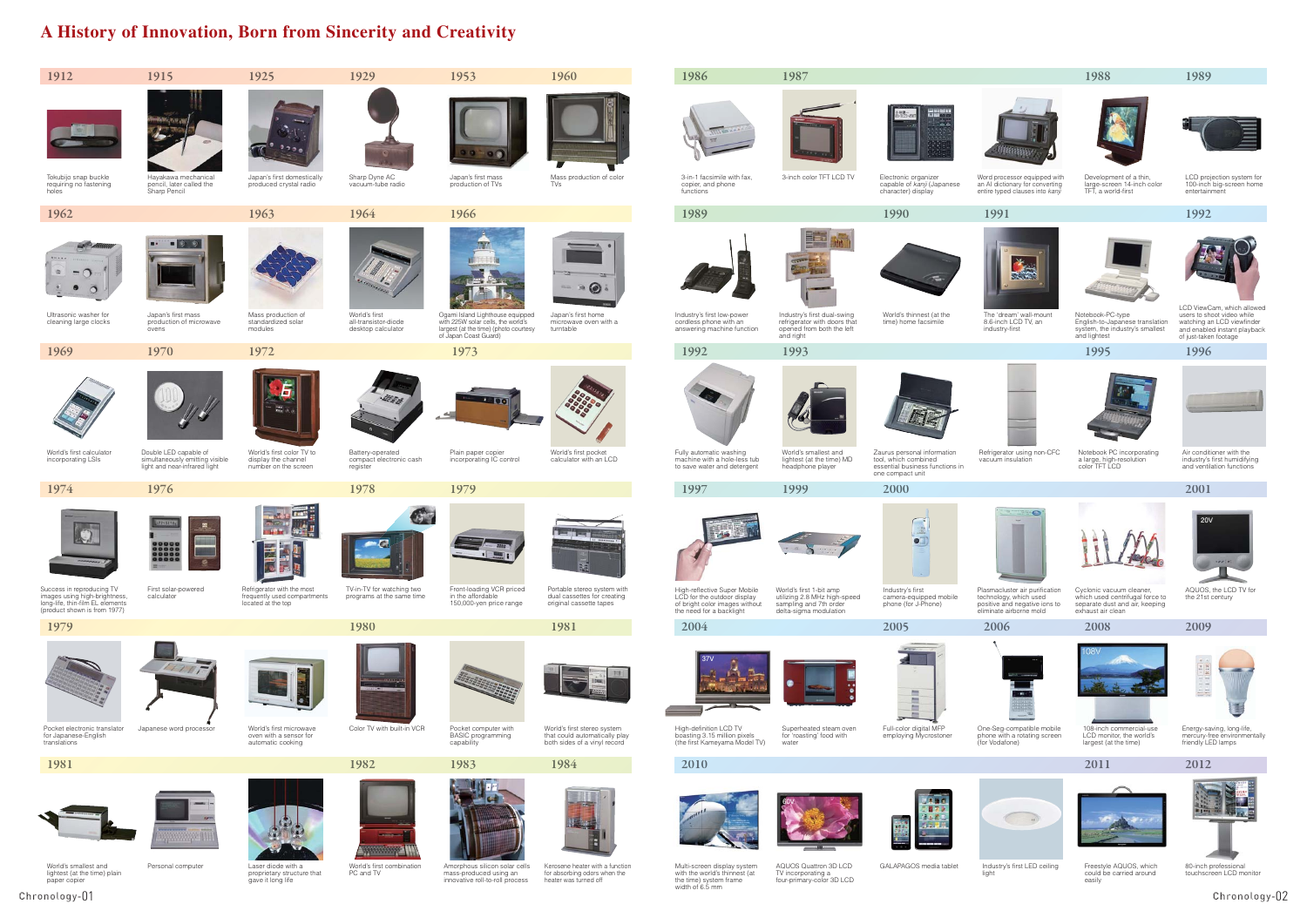# A History of Innovation, Born from Sincerity and Creativity

### 1912
Tokubijo snap buckle requiring no fastening holes

### 1915
Hayakawa mechanical pencil, later called the Sharp Pencil

### 1925
Japan's first domestically produced crystal radio

### 1929
Sharp Dyne AC vacuum-tube radio

### 1953
Japan's first mass production of TVs

### 1960
Mass production of color TVs

### 1962
Ultrasonic washer for cleaning large clocks

Japan's first mass production of microwave ovens

### 1963
Mass production of standardized solar modules

### 1964
World's first all-transistor-diode desktop calculator

### 1966
Ogami Island Lighthouse equipped with 225W solar cells, the world's largest (at the time) (photo courtesy of Japan Coast Guard)

Japan's first home microwave oven with a turntable

### 1969
World's first calculator incorporating LSIs

### 1970
Double LED capable of simultaneously emitting visible light and near-infrared light

### 1972
World's first color TV to display the channel number on the screen

Battery-operated compact electronic cash register

### 1973
Plain paper copier incorporating IC control

World's first pocket calculator with an LCD

### 1974
Success in reproducing TV images using high-brightness, long-life, thin-film EL elements (product shown is from 1977)

### 1976
First solar-powered calculator

Refrigerator with the most frequently used compartments located at the top

### 1978
TV-in-TV for watching two programs at the same time

### 1979
Front-loading VCR priced in the affordable 150,000-yen price range

Portable stereo system with dual cassettes for creating original cassette tapes

### 1979
Pocket electronic translator for Japanese-English translations

Japanese word processor

### 1980
World's first microwave oven with a sensor for automatic cooking

Color TV with built-in VCR

Pocket computer with BASIC programming capability

### 1981
World's first stereo system that could automatically play both sides of a vinyl record

### 1981
World's smallest and lightest (at the time) plain paper copier

Personal computer

Laser diode with a proprietary structure that gave it long life

### 1982
World's first combination PC and TV

### 1983
Amorphous silicon solar cells mass-produced using an innovative roll-to-roll process

### 1984
Kerosene heater with a function for absorbing odors when the heater was turned off

### 1986
3-in-1 facsimile with fax, copier, and phone functions

### 1987
3-inch color TFT LCD TV

Electronic organizer capable of kanji (Japanese character) display

Word processor equipped with an AI dictionary for converting entire typed clauses into kanji

### 1988
Development of a thin, large-screen 14-inch color TFT, a world-first

### 1989
LCD projection system for 100-inch big-screen home entertainment

### 1989
Industry's first low-power cordless phone with an answering machine function

Industry's first dual-swing refrigerator with doors that opened from both the left and right

### 1990
World's thinnest (at the time) home facsimile

### 1991
The 'dream' wall-mount 8.6-inch LCD TV, an industry-first

Notebook-PC-type English-to-Japanese translation system, the industry's smallest and lightest

### 1992
LCD ViewCam, which allowed users to shoot video while watching an LCD viewfinder and enabled instant playback of just-taken footage

### 1992
Fully automatic washing machine with a hole-less tub to save water and detergent

### 1993
World's smallest and lightest (at the time) MD headphone player

Zaurus personal information tool, which combined essential business functions in one compact unit

Refrigerator using non-CFC vacuum insulation

### 1995
Notebook PC incorporating a large, high-resolution color TFT LCD

### 1996
Air conditioner with the industry's first humidifying and ventilation functions

### 1997
High-reflective Super Mobile LCD for the outdoor display of bright color images without the need for a backlight

### 1999
World's first 1-bit amp utilizing 2.8 MHz high-speed sampling and 7th order delta-sigma modulation

### 2000
Industry's first camera-equipped mobile phone (for J-Phone)

Plasmacluster air purification technology, which used positive and negative ions to eliminate airborne mold

Cyclonic vacuum cleaner, which used centrifugal force to separate dust and air, keeping exhaust air clean

### 2001
AQUOS, the LCD TV for the 21st century

### 2004
High-definition LCD TV boasting 3.15 million pixels (the first Kameyama Model TV)

Superheated steam oven for 'roasting' food with water

### 2005
Full-color digital MFP employing Mycronoster

### 2006
One-Seg-compatible mobile phone with a rotating screen (for Vodafone)

### 2008
108-inch commercial-use LCD monitor, the world's largest (at the time)

### 2009
Energy-saving, long-life, mercury-free environmentally friendly LED lamps

### 2010
Multi-screen display system with the world's thinnest (at the time) system frame width of 6.5 mm

AQUOS Quattron 3D LCD TV incorporating a four-primary-color 3D LCD

GALAPAGOS media tablet

Industry's first LED ceiling light

### 2011
Freestyle AQUOS, which could be carried around easily

### 2012
80-inch professional touchscreen LCD monitor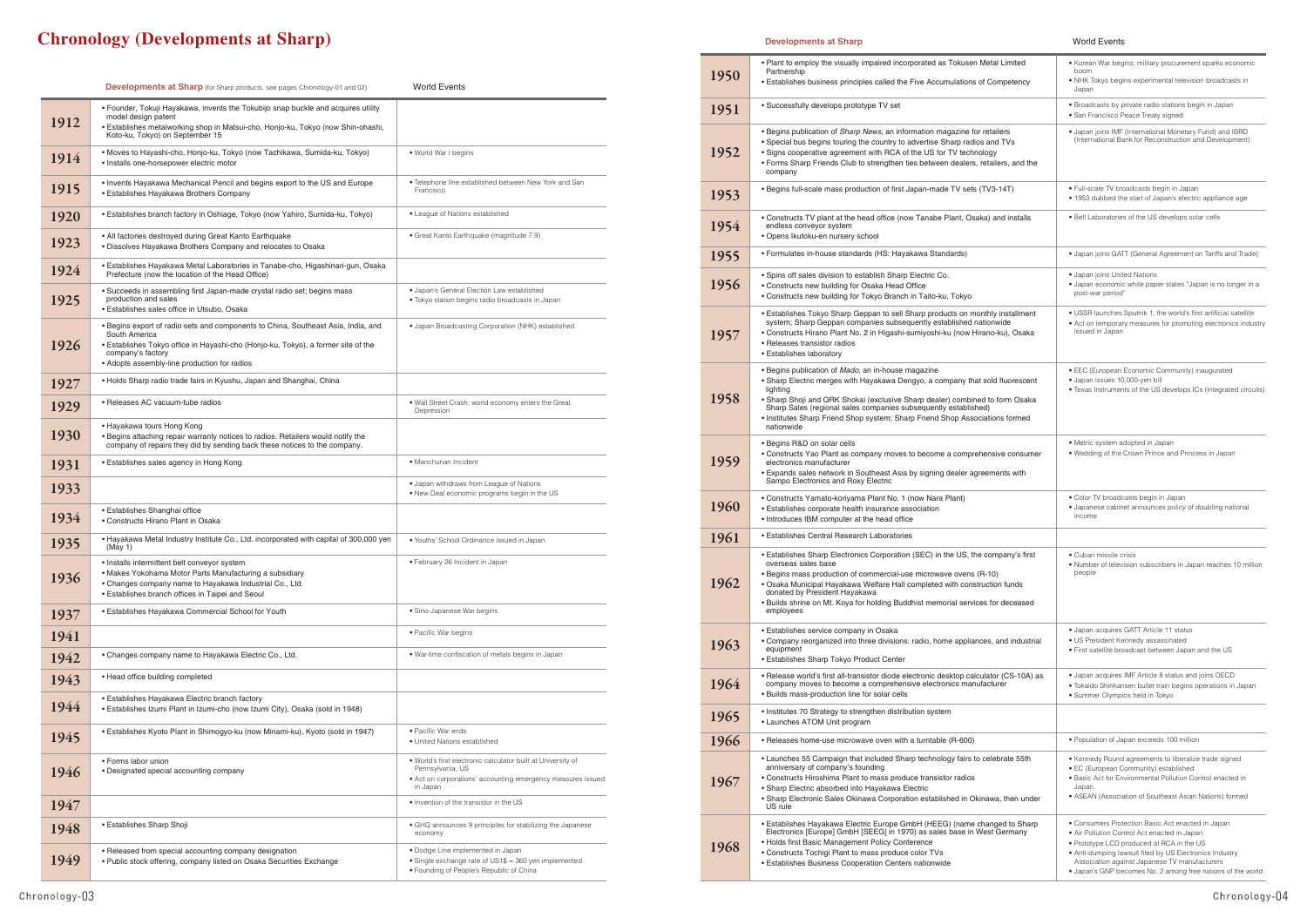# Chronology (Developments at Sharp)

| | Developments at Sharp (for Sharp products, see pages Chronology-01 and 02) | World Events |
|---|---|---|
| 1912 | • Founder, Tokuji Hayakawa, invents the Tokubijo snap buckle and acquires utility model design patent<br>• Establishes metalworking shop in Matsui-cho, Honjo-ku, Tokyo (now Shin-ohashi, Koto-ku, Tokyo) on September 15 | |
| 1914 | • Moves to Hayashi-cho, Honjo-ku, Tokyo (now Tachikawa, Sumida-ku, Tokyo)<br>• Installs one-horsepower electric motor | • World War I begins |
| 1915 | • Invents Hayakawa Mechanical Pencil and begins export to the US and Europe<br>• Establishes Hayakawa Brothers Company | • Telephone line established between New York and San Francisco |
| 1920 | • Establishes branch factory in Oshiage, Tokyo (now Yahiro, Sumida-ku, Tokyo) | • League of Nations established |
| 1923 | • All factories destroyed during Great Kanto Earthquake<br>• Dissolves Hayakawa Brothers Company and relocates to Osaka | • Great Kanto Earthquake (magnitude 7.9) |
| 1924 | • Establishes Hayakawa Metal Laboratories in Tanabe-cho, Higashinari-gun, Osaka Prefecture (now the location of the Head Office) | |
| 1925 | • Succeeds in assembling first Japan-made crystal radio set; begins mass production and sales<br>• Establishes sales office in Utsubo, Osaka | • Japan's General Election Law established<br>• Tokyo station begins radio broadcasts in Japan |
| 1926 | • Begins export of radio sets and components to China, Southeast Asia, India, and South America<br>• Establishes Tokyo office in Hayashi-cho (Honjo-ku, Tokyo), a former site of the company's factory<br>• Adopts assembly-line production for radios | • Japan Broadcasting Corporation (NHK) established |
| 1927 | • Holds Sharp radio trade fairs in Kyushu, Japan and Shanghai, China | |
| 1929 | • Releases AC vacuum-tube radios | • Wall Street Crash; world economy enters the Great Depression |
| 1930 | • Hayakawa tours Hong Kong<br>• Begins attaching repair warranty notices to radios. Retailers would notify the company of repairs they did by sending back these notices to the company. | |
| 1931 | • Establishes sales agency in Hong Kong | • Manchurian Incident |
| 1933 | | • Japan withdraws from League of Nations<br>• New Deal economic programs begin in the US |
| 1934 | • Establishes Shanghai office<br>• Constructs Hirano Plant in Osaka | |
| 1935 | • Hayakawa Metal Industry Institute Co., Ltd. incorporated with capital of 300,000 yen (May 1) | • Youths' School Ordinance issued in Japan |
| 1936 | • Installs intermittent belt conveyor system<br>• Makes Yokohama Motor Parts Manufacturing a subsidiary<br>• Changes company name to Hayakawa Industrial Co., Ltd.<br>• Establishes branch offices in Taipei and Seoul | • February 26 Incident in Japan |
| 1937 | • Establishes Hayakawa Commercial School for Youth | • Sino-Japanese War begins |
| 1941 | | • Pacific War begins |
| 1942 | • Changes company name to Hayakawa Electric Co., Ltd. | • War-time confiscation of metals begins in Japan |
| 1943 | • Head office building completed | |
| 1944 | • Establishes Hayakawa Electric branch factory<br>• Establishes Izumi Plant in Izumi-cho (now Izumi City), Osaka (sold in 1948) | |
| 1945 | • Establishes Kyoto Plant in Shimogyo-ku (now Minami-ku), Kyoto (sold in 1947) | • Pacific War ends<br>• United Nations established |
| 1946 | • Forms labor union<br>• Designated special accounting company | • World's first electronic calculator built at University of Pennsylvania, US<br>• Act on corporations' accounting emergency measures issued in Japan |
| 1947 | | • Invention of the transistor in the US |
| 1948 | • Establishes Sharp Shoji | • GHQ announces 9 principles for stabilizing the Japanese economy |
| 1949 | • Released from special accounting company designation<br>• Public stock offering, company listed on Osaka Securities Exchange | • Dodge Line implemented in Japan<br>• Single exchange rate of US1$ = 360 yen implemented<br>• Founding of People's Republic of China |
| 1950 | • Plant to employ the visually impaired incorporated as Tokusen Metal Limited Partnership<br>• Establishes business principles called the Five Accumulations of Competency | • Korean War begins; military procurement sparks economic boom<br>• NHK Tokyo begins experimental television broadcasts in Japan |
| 1951 | • Successfully develops prototype TV set | • Broadcasts by private radio stations begin in Japan<br>• San Francisco Peace Treaty signed |
| 1952 | • Begins publication of *Sharp News*, an information magazine for retailers<br>• Special bus begins touring the country to advertise Sharp radios and TVs<br>• Signs cooperative agreement with RCA of the US for TV technology<br>• Forms Sharp Friends Club to strengthen ties between dealers, retailers, and the company | • Japan joins IMF (International Monetary Fund) and IBRD (International Bank for Reconstruction and Development) |
| 1953 | • Begins full-scale mass production of first Japan-made TV sets (TV3-14T) | • Full-scale TV broadcasts begin in Japan<br>• 1953 dubbed the start of Japan's electric appliance age |
| 1954 | • Constructs TV plant at the head office (now Tanabe Plant, Osaka) and installs endless conveyor system<br>• Opens Ikutoku-en nursery school | • Bell Laboratories of the US develops solar cells |
| 1955 | • Formulates in-house standards (HS: Hayakawa Standards) | • Japan joins GATT (General Agreement on Tariffs and Trade) |
| 1956 | • Spins off sales division to establish Sharp Electric Co.<br>• Constructs new building for Osaka Head Office<br>• Constructs new building for Tokyo Branch in Taito-ku, Tokyo | • Japan joins United Nations<br>• Japan economic white paper states "Japan is no longer in a post-war period" |
| 1957 | • Establishes Tokyo Sharp Geppan to sell Sharp products on monthly installment system; Sharp Geppan companies subsequently established nationwide<br>• Constructs Hirano Plant No. 2 in Higashi-sumiyoshi-ku (now Hirano-ku), Osaka<br>• Releases transistor radios<br>• Establishes laboratory | • USSR launches Sputnik 1, the world's first artificial satellite<br>• Act on temporary measures for promoting electronics industry issued in Japan |
| 1958 | • Begins publication of *Mado*, an in-house magazine<br>• Sharp Electric merges with Hayakawa Dengyo, a company that sold fluorescent lighting<br>• Sharp Shoji and QRK Shokai (exclusive Sharp dealer) combined to form Osaka Sharp Sales (regional sales companies subsequently established)<br>• Institutes Sharp Friend Shop system; Sharp Friend Shop Associations formed nationwide | • EEC (European Economic Community) inaugurated<br>• Japan issues 10,000-yen bill<br>• Texas Instruments of the US develops ICs (integrated circuits) |
| 1959 | • Begins R&D on solar cells<br>• Constructs Yao Plant as company moves to become a comprehensive consumer electronics manufacturer<br>• Expands sales network in Southeast Asia by signing dealer agreements with Sampo Electronics and Roxy Electric | • Metric system adopted in Japan<br>• Wedding of the Crown Prince and Princess in Japan |
| 1960 | • Constructs Yamato-koriyama Plant No. 1 (now Nara Plant)<br>• Establishes corporate health insurance association<br>• Introduces IBM computer at the head office | • Color TV broadcasts begin in Japan<br>• Japanese cabinet announces policy of doubling national income |
| 1961 | • Establishes Central Research Laboratories | |
| 1962 | • Establishes Sharp Electronics Corporation (SEC) in the US, the company's first overseas sales base<br>• Begins mass production of commercial-use microwave ovens (R-10)<br>• Osaka Municipal Hayakawa Welfare Hall completed with construction funds donated by President Hayakawa<br>• Builds shrine on Mt. Koya for holding Buddhist memorial services for deceased employees | • Cuban missile crisis<br>• Number of television subscribers in Japan reaches 10 million people |
| 1963 | • Establishes service company in Osaka<br>• Company reorganized into three divisions: radio, home appliances, and industrial equipment<br>• Establishes Sharp Tokyo Product Center | • Japan acquires GATT Article 11 status<br>• US President Kennedy assassinated<br>• First satellite broadcast between Japan and the US |
| 1964 | • Release world's first all-transistor diode electronic desktop calculator (CS-10A) as company moves to become a comprehensive electronics manufacturer<br>• Builds mass-production line for solar cells | • Japan acquires IMF Article 8 status and joins OECD<br>• Tokaido Shinkansen bullet train begins operations in Japan<br>• Summer Olympics held in Tokyo |
| 1965 | • Institutes 70 Strategy to strengthen distribution system<br>• Launches ATOM Unit program | |
| 1966 | • Releases home-use microwave oven with a turntable (R-600) | • Population of Japan exceeds 100 million |
| 1967 | • Launches 55 Campaign that included Sharp technology fairs to celebrate 55th anniversary of company's founding<br>• Constructs Hiroshima Plant to mass produce transistor radios<br>• Sharp Electric absorbed into Hayakawa Electric<br>• Sharp Electronic Sales Okinawa Corporation established in Okinawa, then under US rule | • Kennedy Round agreements to liberalize trade signed<br>• EC (European Community) established<br>• Basic Act for Environmental Pollution Control enacted in Japan<br>• ASEAN (Association of Southeast Asian Nations) formed |
| 1968 | • Establishes Hayakawa Electric Europe GmbH (HEEG) (name changed to Sharp Electronics [Europe] GmbH [SEEG] in 1970) as sales base in West Germany<br>• Holds first Basic Management Policy Conference<br>• Constructs Tochigi Plant to mass produce color TVs<br>• Establishes Business Cooperation Centers nationwide | • Consumers Protection Basic Act enacted in Japan<br>• Air Pollution Control Act enacted in Japan<br>• Prototype LCD produced at RCA in the US<br>• Anti-dumping lawsuit filed by US Electronics Industry Association against Japanese TV manufacturers<br>• Japan's GNP becomes No. 2 among free nations of the world |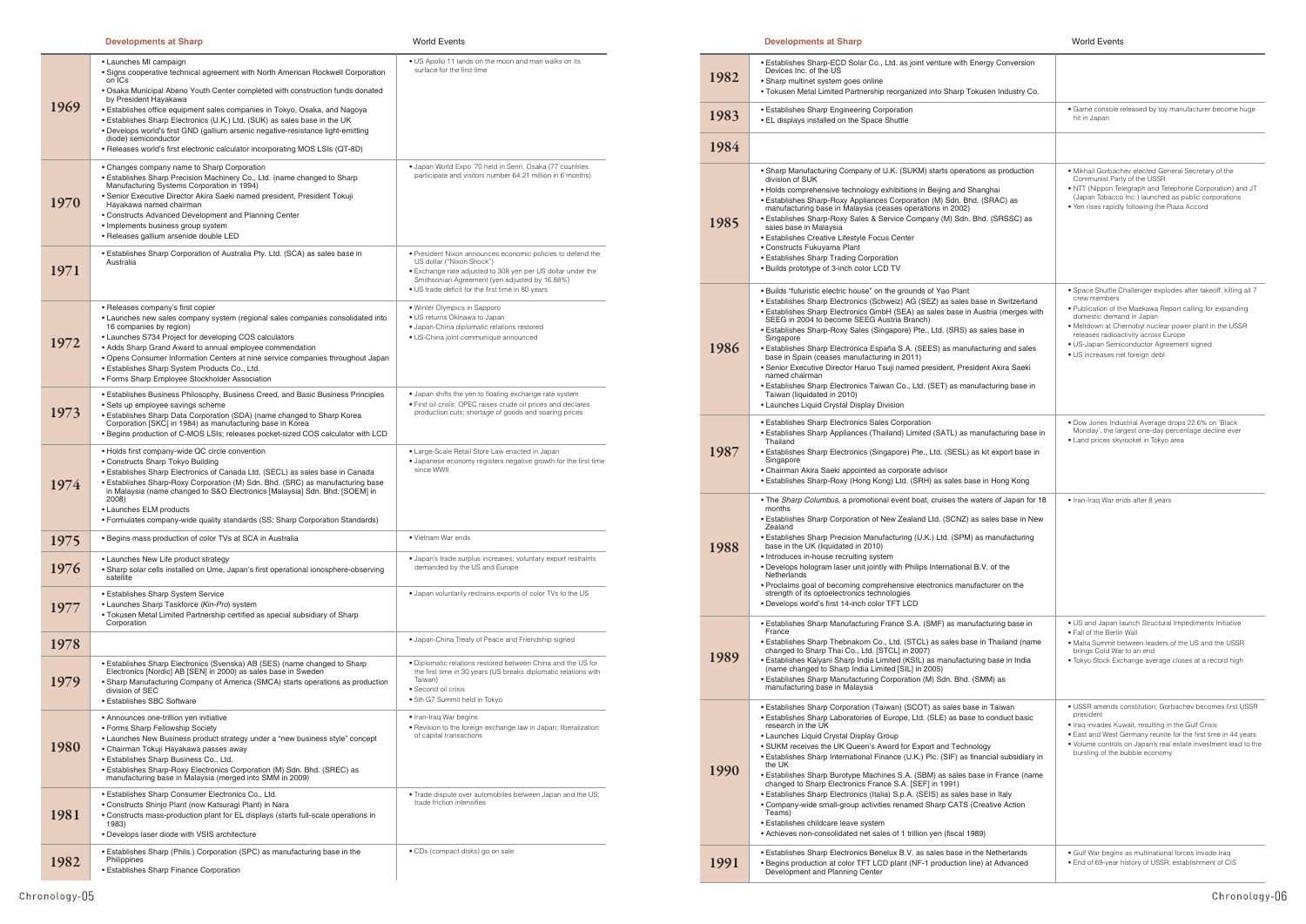| | Developments at Sharp | World Events |
|---|---|---|
| 1969 | • Launches MI campaign<br>• Signs cooperative technical agreement with North American Rockwell Corporation on ICs<br>• Osaka Municipal Abeno Youth Center completed with construction funds donated by President Hayakawa<br>• Establishes office equipment sales companies in Tokyo, Osaka, and Nagoya<br>• Establishes Sharp Electronics (U.K.) Ltd. (SUK) as sales base in the UK<br>• Develops world's first GND (gallium arsenic negative-resistance light-emitting diode) semiconductor<br>• Releases world's first electronic calculator incorporating MOS LSIs (QT-8D) | • US Apollo 11 lands on the moon and man walks on its surface for the first time |
| 1970 | • Changes company name to Sharp Corporation<br>• Establishes Sharp Precision Machinery Co., Ltd. (name changed to Sharp Manufacturing Systems Corporation in 1994)<br>• Senior Executive Director Akira Saeki named president, President Tokuji Hayakawa named chairman<br>• Constructs Advanced Development and Planning Center<br>• Implements business group system<br>• Releases gallium arsenide double LED | • Japan World Expo '70 held in Senri, Osaka (77 countries participate and visitors number 64.21 million in 6 months) |
| 1971 | • Establishes Sharp Corporation of Australia Pty. Ltd. (SCA) as sales base in Australia | • President Nixon announces economic policies to defend the US dollar ("Nixon Shock")<br>• Exchange rate adjusted to 308 yen per US dollar under the Smithsonian Agreement (yen adjusted by 16.88%)<br>• US trade deficit for the first time in 80 years |
| 1972 | • Releases company's first copier<br>• Launches new sales company system (regional sales companies consolidated into 16 companies by region)<br>• Launches S734 Project for developing COS calculators<br>• Adds Sharp Grand Award to annual employee commendation<br>• Opens Consumer Information Centers at nine service companies throughout Japan<br>• Establishes Sharp System Products Co., Ltd.<br>• Forms Sharp Employee Stockholder Association | • Winter Olympics in Sapporo<br>• US returns Okinawa to Japan<br>• Japan-China diplomatic relations restored<br>• US-China joint communiqué announced |
| 1973 | • Establishes Business Philosophy, Business Creed, and Basic Business Principles<br>• Sets up employee savings scheme<br>• Establishes Sharp Data Corporation (SDA) (name changed to Sharp Korea Corporation [SKC] in 1984) as manufacturing base in Korea<br>• Begins production of C-MOS LSIs; releases pocket-sized COS calculator with LCD | • Japan shifts the yen to floating exchange rate system<br>• First oil crisis; OPEC raises crude oil prices and declares production cuts; shortage of goods and soaring prices |
| 1974 | • Holds first company-wide QC circle convention<br>• Constructs Sharp Tokyo Building<br>• Establishes Sharp Electronics of Canada Ltd. (SECL) as sales base in Canada<br>• Establishes Sharp-Roxy Corporation (M) Sdn. Bhd. (SRC) as manufacturing base in Malaysia (name changed to S&O Electronics [Malaysia] Sdn. Bhd. [SOEM] in 2008)<br>• Launches ELM products<br>• Formulates company-wide quality standards (SS: Sharp Corporation Standards) | • Large-Scale Retail Store Law enacted in Japan<br>• Japanese economy registers negative growth for the first time since WWII |
| 1975 | • Begins mass production of color TVs at SCA in Australia | • Vietnam War ends |
| 1976 | • Launches New Life product strategy<br>• Sharp solar cells installed on Ume, Japan's first operational ionosphere-observing satellite | • Japan's trade surplus increases; voluntary export restraints demanded by the US and Europe |
| 1977 | • Establishes Sharp System Service<br>• Launches Sharp Taskforce (*Kin-Pro*) system<br>• Tokusen Metal Limited Partnership certified as special subsidiary of Sharp Corporation | • Japan voluntarily restrains exports of color TVs to the US |
| 1978 | | • Japan-China Treaty of Peace and Friendship signed |
| 1979 | • Establishes Sharp Electronics (Svenska) AB (SES) (name changed to Sharp Electronics [Nordic] AB [SEN] in 2000) as sales base in Sweden<br>• Sharp Manufacturing Company of America (SMCA) starts operations as production division of SEC<br>• Establishes SBC Software | • Diplomatic relations restored between China and the US for the first time in 30 years (US breaks diplomatic relations with Taiwan)<br>• Second oil crisis<br>• 5th G7 Summit held in Tokyo |
| 1980 | • Announces one-trillion yen initiative<br>• Forms Sharp Fellowship Society<br>• Launches New Business product strategy under a "new business style" concept<br>• Chairman Tokuji Hayakawa passes away<br>• Establishes Sharp Business Co., Ltd.<br>• Establishes Sharp-Roxy Electronics Corporation (M) Sdn. Bhd. (SREC) as manufacturing base in Malaysia (merged into SMM in 2009) | • Iran-Iraq War begins<br>• Revision to the foreign exchange law in Japan; liberalization of capital transactions |
| 1981 | • Establishes Sharp Consumer Electronics Co., Ltd.<br>• Constructs Shinjo Plant (now Katsuragi Plant) in Nara<br>• Constructs mass-production plant for EL displays (starts full-scale operations in 1983)<br>• Develops laser diode with VSIS architecture | • Trade dispute over automobiles between Japan and the US; trade friction intensifies |
| 1982 | • Establishes Sharp (Phils.) Corporation (SPC) as manufacturing base in the Philippines<br>• Establishes Sharp Finance Corporation<br>• Establishes Sharp-ECD Solar Co., Ltd. as joint venture with Energy Conversion Devices Inc. of the US<br>• Sharp multinet system goes online<br>• Tokusen Metal Limited Partnership reorganized into Sharp Tokusen Industry Co. | • CDs (compact disks) go on sale |
| 1983 | • Establishes Sharp Engineering Corporation<br>• EL displays installed on the Space Shuttle | • Game console released by toy manufacturer become huge hit in Japan |
| 1984 | | |
| 1985 | • Sharp Manufacturing Company of U.K. (SUKM) starts operations as production division of SUK<br>• Holds comprehensive technology exhibitions in Beijing and Shanghai<br>• Establishes Sharp-Roxy Appliances Corporation (M) Sdn. Bhd. (SRAC) as manufacturing base in Malaysia (ceases operations in 2002)<br>• Establishes Sharp-Roxy Sales & Service Company (M) Sdn. Bhd. (SRSSC) as sales base in Malaysia<br>• Establishes Creative Lifestyle Focus Center<br>• Constructs Fukuyama Plant<br>• Establishes Sharp Trading Corporation<br>• Builds prototype of 3-inch color LCD TV | • Mikhail Gorbachev elected General Secretary of the Communist Party of the USSR<br>• NTT (Nippon Telegraph and Telephone Corporation) and JT (Japan Tobacco Inc.) launched as public corporations<br>• Yen rises rapidly following the Plaza Accord |
| 1986 | • Builds "futuristic electric house" on the grounds of Yao Plant<br>• Establishes Sharp Electronics (Schweiz) AG (SEZ) as sales base in Switzerland<br>• Establishes Sharp Electronics GmbH (SEA) as sales base in Austria (merges with SEEG in 2004 to become SEEG Austria Branch)<br>• Establishes Sharp-Roxy Sales (Singapore) Pte., Ltd. (SRS) as sales base in Singapore<br>• Establishes Sharp Electrónica España S.A. (SEES) as manufacturing and sales base in Spain (ceases manufacturing in 2011)<br>• Senior Executive Director Haruo Tsuji named president, President Akira Saeki named chairman<br>• Establishes Sharp Electronics Taiwan Co., Ltd. (SET) as manufacturing base in Taiwan (liquidated in 2010)<br>• Launches Liquid Crystal Display Division | • Space Shuttle Challenger explodes after takeoff, killing all 7 crew members<br>• Publication of the Maekawa Report calling for expanding domestic demand in Japan<br>• Meltdown at Chernobyl nuclear power plant in the USSR releases radioactivity across Europe<br>• US-Japan Semiconductor Agreement signed<br>• US increases net foreign debt |
| 1987 | • Establishes Sharp Electronics Sales Corporation<br>• Establishes Sharp Appliances (Thailand) Limited (SATL) as manufacturing base in Thailand<br>• Establishes Sharp Electronics (Singapore) Pte., Ltd. (SESL) as kit export base in Singapore<br>• Chairman Akira Saeki appointed as corporate advisor<br>• Establishes Sharp-Roxy (Hong Kong) Ltd. (SRH) as sales base in Hong Kong | • Dow Jones Industrial Average drops 22.6% on 'Black Monday', the largest one-day percentage decline ever<br>• Land prices skyrocket in Tokyo area |
| 1988 | • The *Sharp Columbus*, a promotional event boat, cruises the waters of Japan for 18 months<br>• Establishes Sharp Corporation of New Zealand Ltd. (SCNZ) as sales base in New Zealand<br>• Establishes Sharp Precision Manufacturing (U.K.) Ltd. (SPM) as manufacturing base in the UK (liquidated in 2010)<br>• Introduces in-house recruiting system<br>• Develops hologram laser unit jointly with Philips International B.V. of the Netherlands<br>• Proclaims goal of becoming comprehensive electronics manufacturer on the strength of its optoelectronics technologies<br>• Develops world's first 14-inch color TFT LCD | • Iran-Iraq War ends after 8 years |
| 1989 | • Establishes Sharp Manufacturing France S.A. (SMF) as manufacturing base in France<br>• Establishes Sharp Thebnakorn Co., Ltd. (STCL) as sales base in Thailand (name changed to Sharp Thai Co., Ltd. [STCL] in 2007)<br>• Establishes Kalyani Sharp India Limited (KSIL) as manufacturing base in India (name changed to Sharp India Limited [SIL] in 2005)<br>• Establishes Sharp Manufacturing Corporation (M) Sdn. Bhd. (SMM) as manufacturing base in Malaysia | • US and Japan launch Structural Impediments Initiative<br>• Fall of the Berlin Wall<br>• Malta Summit between leaders of the US and the USSR brings Cold War to an end<br>• Tokyo Stock Exchange average closes at a record high |
| 1990 | • Establishes Sharp Corporation (Taiwan) (SCOT) as sales base in Taiwan<br>• Establishes Sharp Laboratories of Europe, Ltd. (SLE) as base to conduct basic research in the UK<br>• Launches Liquid Crystal Display Group<br>• SUKM receives the UK Queen's Award for Export and Technology<br>• Establishes Sharp International Finance (U.K.) Plc. (SIF) as financial subsidiary in the UK<br>• Establishes Sharp Burotype Machines S.A. (SBM) as sales base in France (name changed to Sharp Electronics France S.A. [SEF] in 1991)<br>• Establishes Sharp Electronics (Italia) S.p.A. (SEIS) as sales base in Italy<br>• Company-wide small-group activities renamed Sharp CATS (Creative Action Teams)<br>• Establishes childcare leave system<br>• Achieves non-consolidated net sales of 1 trillion yen (fiscal 1989) | • USSR amends constitution; Gorbachev becomes first USSR president<br>• Iraq invades Kuwait, resulting in the Gulf Crisis<br>• East and West Germany reunite for the first time in 44 years<br>• Volume controls on Japan's real estate investment lead to the bursting of the bubble economy |
| 1991 | • Establishes Sharp Electronics Benelux B.V. as sales base in the Netherlands<br>• Begins production at color TFT LCD plant (NF-1 production line) at Advanced Development and Planning Center | • Gulf War begins as multinational forces invade Iraq<br>• End of 69-year history of USSR; establishment of CIS |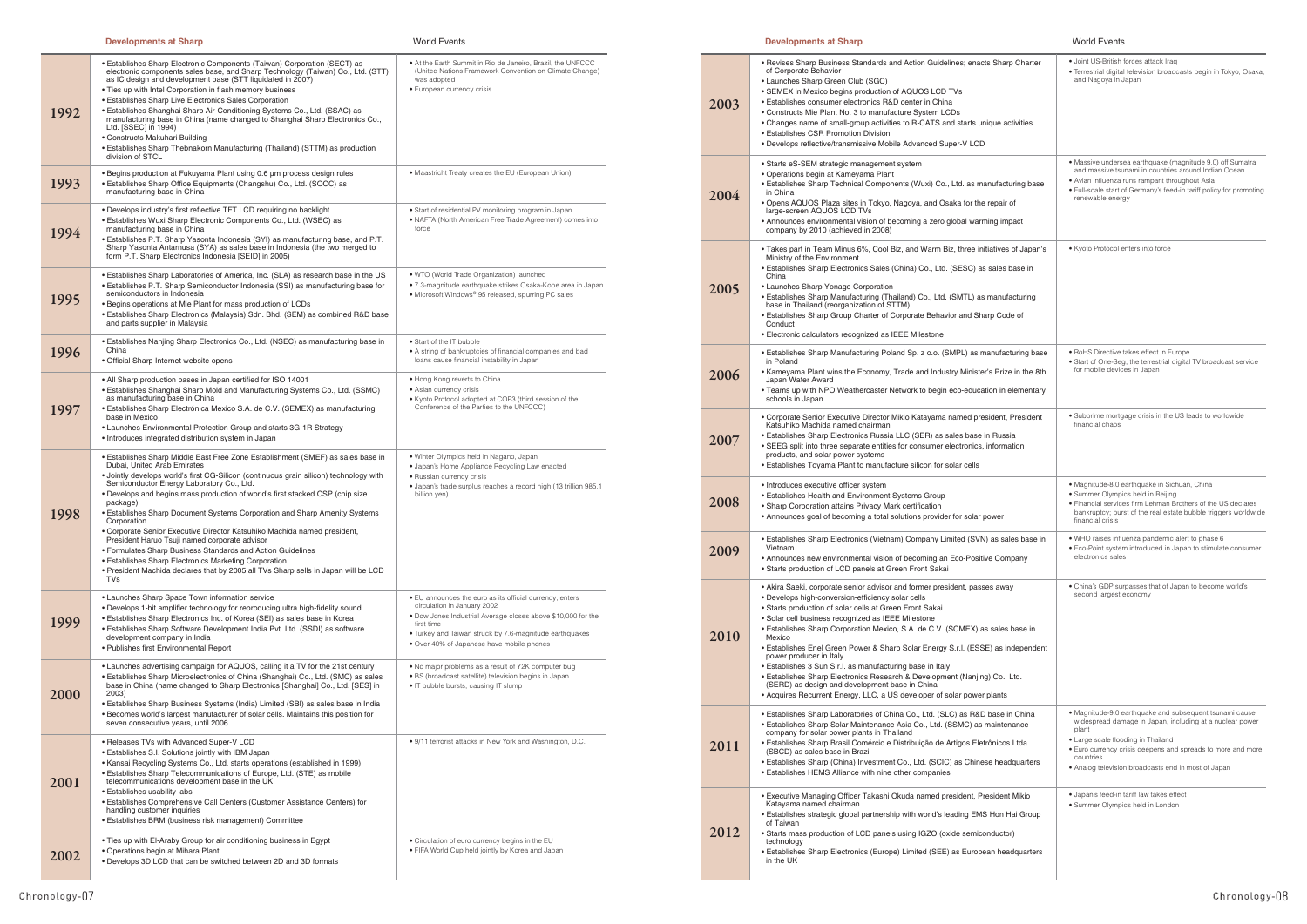| | Developments at Sharp | World Events |
|---|---|---|
| 1992 | • Establishes Sharp Electronic Components (Taiwan) Corporation (SECT) as electronic components sales base, and Sharp Technology (Taiwan) Co., Ltd. (STT) as IC design and development base (STT liquidated in 2007)<br>• Ties up with Intel Corporation in flash memory business<br>• Establishes Sharp Live Electronics Sales Corporation<br>• Establishes Shanghai Sharp Air-Conditioning Systems Co., Ltd. (SSAC) as manufacturing base in China (name changed to Shanghai Sharp Electronics Co., Ltd. [SSEC] in 1994)<br>• Constructs Makuhari Building<br>• Establishes Sharp Thebnakorn Manufacturing (Thailand) (STTM) as production division of STCL | • At the Earth Summit in Rio de Janeiro, Brazil, the UNFCCC (United Nations Framework Convention on Climate Change) was adopted<br>• European currency crisis |
| 1993 | • Begins production at Fukuyama Plant using 0.6 μm process design rules<br>• Establishes Sharp Office Equipments (Changshu) Co., Ltd. (SOCC) as manufacturing base in China | • Maastricht Treaty creates the EU (European Union) |
| 1994 | • Develops industry's first reflective TFT LCD requiring no backlight<br>• Establishes Wuxi Sharp Electronic Components Co., Ltd. (WSEC) as manufacturing base in China<br>• Establishes P.T. Sharp Yasonta Indonesia (SYI) as manufacturing base, and P.T. Sharp Yasonta Antarnusa (SYA) as sales base in Indonesia (the two merged to form P.T. Sharp Electronics Indonesia [SEID] in 2005) | • Start of residential PV monitoring program in Japan<br>• NAFTA (North American Free Trade Agreement) comes into force |
| 1995 | • Establishes Sharp Laboratories of America, Inc. (SLA) as research base in the US<br>• Establishes P.T. Sharp Semiconductor Indonesia (SSI) as manufacturing base for semiconductors in Indonesia<br>• Begins operations at Mie Plant for mass production of LCDs<br>• Establishes Sharp Electronics (Malaysia) Sdn. Bhd. (SEM) as combined R&D base and parts supplier in Malaysia | • WTO (World Trade Organization) launched<br>• 7.3-magnitude earthquake strikes Osaka-Kobe area in Japan<br>• Microsoft Windows® 95 released, spurring PC sales |
| 1996 | • Establishes Nanjing Sharp Electronics Co., Ltd. (NSEC) as manufacturing base in China<br>• Official Sharp Internet website opens | • Start of the IT bubble<br>• A string of bankruptcies of financial companies and bad loans cause financial instability in Japan |
| 1997 | • All Sharp production bases in Japan certified for ISO 14001<br>• Establishes Shanghai Sharp Mold and Manufacturing Systems Co., Ltd. (SSMC) as manufacturing base in China<br>• Establishes Sharp Electrónica Mexico S.A. de C.V. (SEMEX) as manufacturing base in Mexico<br>• Launches Environmental Protection Group and starts 3G-1R Strategy<br>• Introduces integrated distribution system in Japan | • Hong Kong reverts to China<br>• Asian currency crisis<br>• Kyoto Protocol adopted at COP3 (third session of the Conference of the Parties to the UNFCCC) |
| 1998 | • Establishes Sharp Middle East Free Zone Establishment (SMEF) as sales base in Dubai, United Arab Emirates<br>• Jointly develops world's first CG-Silicon (continuous grain silicon) technology with Semiconductor Energy Laboratory Co., Ltd.<br>• Develops and begins mass production of world's first stacked CSP (chip size package)<br>• Establishes Sharp Document Systems Corporation and Sharp Amenity Systems Corporation<br>• Corporate Senior Executive Director Katsuhiko Machida named president, President Haruo Tsuji named corporate advisor<br>• Formulates Sharp Business Standards and Action Guidelines<br>• Establishes Sharp Electronics Marketing Corporation<br>• President Machida declares that by 2005 all TVs Sharp sells in Japan will be LCD TVs | • Winter Olympics held in Nagano, Japan<br>• Japan's Home Appliance Recycling Law enacted<br>• Russian currency crisis<br>• Japan's trade surplus reaches a record high (13 trillion 985.1 billion yen) |
| 1999 | • Launches Sharp Space Town information service<br>• Develops 1-bit amplifier technology for reproducing ultra high-fidelity sound<br>• Establishes Sharp Electronics Inc. of Korea (SEI) as sales base in Korea<br>• Establishes Sharp Software Development India Pvt. Ltd. (SSDI) as software development company in India<br>• Publishes first Environmental Report | • EU announces the euro as its official currency; enters circulation in January 2002<br>• Dow Jones Industrial Average closes above $10,000 for the first time<br>• Turkey and Taiwan struck by 7.6-magnitude earthquakes<br>• Over 40% of Japanese have mobile phones |
| 2000 | • Launches advertising campaign for AQUOS, calling it a TV for the 21st century<br>• Establishes Sharp Microelectronics of China (Shanghai) Co., Ltd. (SMC) as sales base in China (name changed to Sharp Electronics [Shanghai] Co., Ltd. [SES] in 2003)<br>• Establishes Sharp Business Systems (India) Limited (SBI) as sales base in India<br>• Becomes world's largest manufacturer of solar cells. Maintains this position for seven consecutive years, until 2006 | • No major problems as a result of Y2K computer bug<br>• BS (broadcast satellite) television begins in Japan<br>• IT bubble bursts, causing IT slump |
| 2001 | • Releases TVs with Advanced Super-V LCD<br>• Establishes S.I. Solutions jointly with IBM Japan<br>• Kansai Recycling Systems Co., Ltd. starts operations (established in 1999)<br>• Establishes Sharp Telecommunications of Europe, Ltd. (STE) as mobile telecommunications development base in the UK<br>• Establishes usability labs<br>• Establishes Comprehensive Call Centers (Customer Assistance Centers) for handling customer inquiries<br>• Establishes BRM (business risk management) Committee | • 9/11 terrorist attacks in New York and Washington, D.C. |
| 2002 | • Ties up with El-Araby Group for air conditioning business in Egypt<br>• Operations begin at Mihara Plant<br>• Develops 3D LCD that can be switched between 2D and 3D formats | • Circulation of euro currency begins in the EU<br>• FIFA World Cup held jointly by Korea and Japan |
| 2003 | • Revises Sharp Business Standards and Action Guidelines; enacts Sharp Charter of Corporate Behavior<br>• Launches Sharp Green Club (SGC)<br>• SEMEX in Mexico begins production of AQUOS LCD TVs<br>• Establishes consumer electronics R&D center in China<br>• Constructs Mie Plant No. 3 to manufacture System LCDs<br>• Changes name of small-group activities to R-CATS and starts unique activities<br>• Establishes CSR Promotion Division<br>• Develops reflective/transmissive Mobile Advanced Super-V LCD | • Joint US-British forces attack Iraq<br>• Terrestrial digital television broadcasts begin in Tokyo, Osaka, and Nagoya in Japan |
| 2004 | • Starts eS-SEM strategic management system<br>• Operations begin at Kameyama Plant<br>• Establishes Sharp Technical Components (Wuxi) Co., Ltd. as manufacturing base in China<br>• Opens AQUOS Plaza sites in Tokyo, Nagoya, and Osaka for the repair of large-screen AQUOS LCD TVs<br>• Announces environmental vision of becoming a zero global warming impact company by 2010 (achieved in 2008) | • Massive undersea earthquake (magnitude 9.0) off Sumatra and massive tsunami in countries around Indian Ocean<br>• Avian influenza runs rampant throughout Asia<br>• Full-scale start of Germany's feed-in tariff policy for promoting renewable energy |
| 2005 | • Takes part in Team Minus 6%, Cool Biz, and Warm Biz, three initiatives of Japan's Ministry of the Environment<br>• Establishes Sharp Electronics Sales (China) Co., Ltd. (SESC) as sales base in China<br>• Launches Sharp Yonago Corporation<br>• Establishes Sharp Manufacturing (Thailand) Co., Ltd. (SMTL) as manufacturing base in Thailand (reorganization of STTM)<br>• Establishes Sharp Group Charter of Corporate Behavior and Sharp Code of Conduct<br>• Electronic calculators recognized as IEEE Milestone | • Kyoto Protocol enters into force |
| 2006 | • Establishes Sharp Manufacturing Poland Sp. z o.o. (SMPL) as manufacturing base in Poland<br>• Kameyama Plant wins the Economy, Trade and Industry Minister's Prize in the 8th Japan Water Award<br>• Teams up with NPO Weathercaster Network to begin eco-education in elementary schools in Japan | • RoHS Directive takes effect in Europe<br>• Start of One-Seg, the terrestrial digital TV broadcast service for mobile devices in Japan |
| 2007 | • Corporate Senior Executive Director Mikio Katayama named president, President Katsuhiko Machida named chairman<br>• Establishes Sharp Electronics Russia LLC (SER) as sales base in Russia<br>• SEEG split into three separate entities for consumer electronics, information products, and solar power systems<br>• Establishes Toyama Plant to manufacture silicon for solar cells | • Subprime mortgage crisis in the US leads to worldwide financial chaos |
| 2008 | • Introduces executive officer system<br>• Establishes Health and Environment Systems Group<br>• Sharp Corporation attains Privacy Mark certification<br>• Announces goal of becoming a total solutions provider for solar power | • Magnitude-8.0 earthquake in Sichuan, China<br>• Summer Olympics held in Beijing<br>• Financial services firm Lehman Brothers of the US declares bankruptcy; burst of the real estate bubble triggers worldwide financial crisis |
| 2009 | • Establishes Sharp Electronics (Vietnam) Company Limited (SVN) as sales base in Vietnam<br>• Announces new environmental vision of becoming an Eco-Positive Company<br>• Starts production of LCD panels at Green Front Sakai | • WHO raises influenza pandemic alert to phase 6<br>• Eco-Point system introduced in Japan to stimulate consumer electronics sales |
| 2010 | • Akira Saeki, corporate senior advisor and former president, passes away<br>• Develops high-conversion-efficiency solar cells<br>• Starts production of solar cells at Green Front Sakai<br>• Solar cell business recognized as IEEE Milestone<br>• Establishes Sharp Corporation Mexico, S.A. de C.V. (SCMEX) as sales base in Mexico<br>• Establishes Enel Green Power & Sharp Solar Energy S.r.l. (ESSE) as independent power producer in Italy<br>• Establishes 3 Sun S.r.l. as manufacturing base in Italy<br>• Establishes Sharp Electronics Research & Development (Nanjing) Co., Ltd. (SERD) as design and development base in China<br>• Acquires Recurrent Energy, LLC, a US developer of solar power plants | • China's GDP surpasses that of Japan to become world's second largest economy |
| 2011 | • Establishes Sharp Laboratories of China Co., Ltd. (SLC) as R&D base in China<br>• Establishes Sharp Solar Maintenance Asia Co., Ltd. (SSMC) as maintenance company for solar power plants in Thailand<br>• Establishes Sharp Brasil Comércio e Distribuição de Artigos Eletrônicos Ltda. (SBCD) as sales base in Brazil<br>• Establishes Sharp (China) Investment Co., Ltd. (SCIC) as Chinese headquarters<br>• Establishes HEMS Alliance with nine other companies | • Magnitude-9.0 earthquake and subsequent tsunami cause widespread damage in Japan, including at a nuclear power plant<br>• Large scale flooding in Thailand<br>• Euro currency crisis deepens and spreads to more and more countries<br>• Analog television broadcasts end in most of Japan |
| 2012 | • Executive Managing Officer Takashi Okuda named president, President Mikio Katayama named chairman<br>• Establishes strategic global partnership with world's leading EMS Hon Hai Group of Taiwan<br>• Starts mass production of LCD panels using IGZO (oxide semiconductor) technology<br>• Establishes Sharp Electronics (Europe) Limited (SEE) as European headquarters in the UK | • Japan's feed-in tariff law takes effect<br>• Summer Olympics held in London |